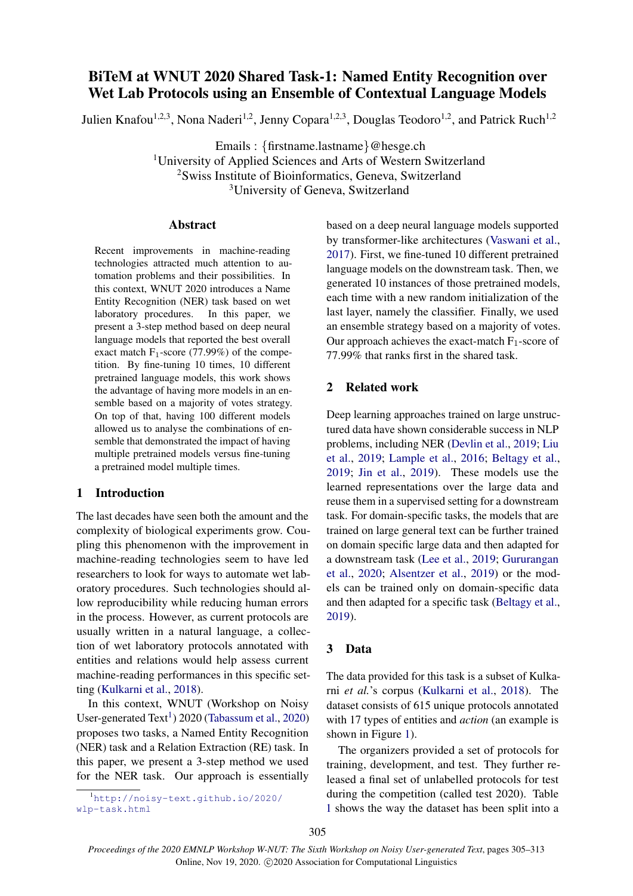# BiTeM at WNUT 2020 Shared Task-1: Named Entity Recognition over Wet Lab Protocols using an Ensemble of Contextual Language Models

Julien Knafou[1,2,3], Nona Naderi[1,2], Jenny Copara[1,2,3], Douglas Teodoro[1,2], and Patrick Ruch[1,2]

Emails : {firstname.lastname}@hesge.ch

[1]University of Applied Sciences and Arts of Western Switzerland
[2]Swiss Institute of Bioinformatics, Geneva, Switzerland
[3]University of Geneva, Switzerland

## Abstract

Recent improvements in machine-reading technologies attracted much attention to automation problems and their possibilities. In this context, WNUT 2020 introduces a Name Entity Recognition (NER) task based on wet laboratory procedures. In this paper, we present a 3-step method based on deep neural language models that reported the best overall exact match $F_1$-score (77.99%) of the competition. By fine-tuning 10 times, 10 different pretrained language models, this work shows the advantage of having more models in an ensemble based on a majority of votes strategy. On top of that, having 100 different models allowed us to analyse the combinations of ensemble that demonstrated the impact of having multiple pretrained models versus fine-tuning a pretrained model multiple times.

## 1 Introduction

The last decades have seen both the amount and the complexity of biological experiments grow. Coupling this phenomenon with the improvement in machine-reading technologies seem to have led researchers to look for ways to automate wet laboratory procedures. Such technologies should allow reproducibility while reducing human errors in the process. However, as current protocols are usually written in a natural language, a collection of wet laboratory protocols annotated with entities and relations would help assess current machine-reading performances in this specific setting (Kulkarni et al., 2018).

In this context, WNUT (Workshop on Noisy User-generated Text[1]) 2020 (Tabassum et al., 2020) proposes two tasks, a Named Entity Recognition (NER) task and a Relation Extraction (RE) task. In this paper, we present a 3-step method we used for the NER task. Our approach is essentially based on a deep neural language models supported by transformer-like architectures (Vaswani et al., 2017). First, we fine-tuned 10 different pretrained language models on the downstream task. Then, we generated 10 instances of those pretrained models, each time with a new random initialization of the last layer, namely the classifier. Finally, we used an ensemble strategy based on a majority of votes. Our approach achieves the exact-match $F_1$-score of 77.99% that ranks first in the shared task.

[1]http://noisy-text.github.io/2020/wlp-task.html

## 2 Related work

Deep learning approaches trained on large unstructured data have shown considerable success in NLP problems, including NER (Devlin et al., 2019; Liu et al., 2019; Lample et al., 2016; Beltagy et al., 2019; Jin et al., 2019). These models use the learned representations over the large data and reuse them in a supervised setting for a downstream task. For domain-specific tasks, the models that are trained on large general text can be further trained on domain specific large data and then adapted for a downstream task (Lee et al., 2019; Gururangan et al., 2020; Alsentzer et al., 2019) or the models can be trained only on domain-specific data and then adapted for a specific task (Beltagy et al., 2019).

## 3 Data

The data provided for this task is a subset of Kulkarni *et al.*'s corpus (Kulkarni et al., 2018). The dataset consists of 615 unique protocols annotated with 17 types of entities and *action* (an example is shown in Figure 1).

The organizers provided a set of protocols for training, development, and test. They further released a final set of unlabelled protocols for test during the competition (called test 2020). Table 1 shows the way the dataset has been split into a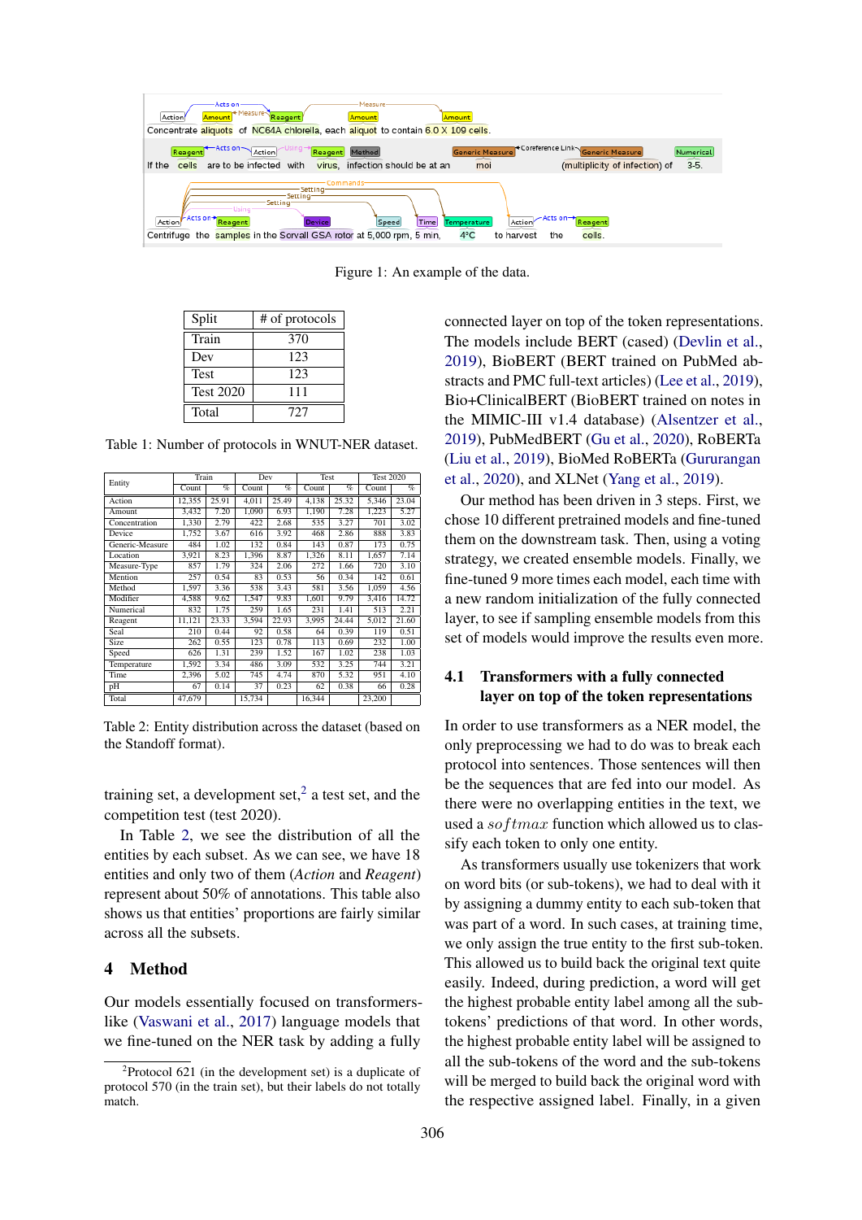Figure 1: An example of the data.

| Split | # of protocols |
|---|---|
| Train | 370 |
| Dev | 123 |
| Test | 123 |
| Test 2020 | 111 |
| Total | 727 |

Table 1: Number of protocols in WNUT-NER dataset.

| Entity | Train | | Dev | | Test | | Test 2020 | |
|---|---|---|---|---|---|---|---|---|
| | Count | % | Count | % | Count | % | Count | % |
| Action | 12,355 | 25.91 | 4,011 | 25.49 | 4,138 | 25.32 | 5,346 | 23.04 |
| Amount | 3,432 | 7.20 | 1,090 | 6.93 | 1,190 | 7.28 | 1,223 | 5.27 |
| Concentration | 1,330 | 2.79 | 422 | 2.68 | 535 | 3.27 | 701 | 3.02 |
| Device | 1,752 | 3.67 | 616 | 3.92 | 468 | 2.86 | 888 | 3.83 |
| Generic-Measure | 484 | 1.02 | 132 | 0.84 | 143 | 0.87 | 173 | 0.75 |
| Location | 3,921 | 8.23 | 1,396 | 8.87 | 1,326 | 8.11 | 1,657 | 7.14 |
| Measure-Type | 857 | 1.79 | 324 | 2.06 | 272 | 1.66 | 720 | 3.10 |
| Mention | 257 | 0.54 | 83 | 0.53 | 56 | 0.34 | 142 | 0.61 |
| Method | 1,597 | 3.36 | 538 | 3.43 | 581 | 3.56 | 1,059 | 4.56 |
| Modifier | 4,588 | 9.62 | 1,547 | 9.83 | 1,601 | 9.79 | 3,416 | 14.72 |
| Numerical | 832 | 1.75 | 259 | 1.65 | 231 | 1.41 | 513 | 2.21 |
| Reagent | 11,121 | 23.33 | 3,594 | 22.93 | 3,995 | 24.44 | 5,012 | 21.60 |
| Seal | 210 | 0.44 | 92 | 0.58 | 64 | 0.39 | 119 | 0.51 |
| Size | 262 | 0.55 | 123 | 0.78 | 113 | 0.69 | 232 | 1.00 |
| Speed | 626 | 1.31 | 239 | 1.52 | 167 | 1.02 | 238 | 1.03 |
| Temperature | 1,592 | 3.34 | 486 | 3.09 | 532 | 3.25 | 744 | 3.21 |
| Time | 2,396 | 5.02 | 745 | 4.74 | 870 | 5.32 | 951 | 4.10 |
| pH | 67 | 0.14 | 37 | 0.23 | 62 | 0.38 | 66 | 0.28 |
| Total | 47,679 | | 15,734 | | 16,344 | | 23,200 | |

Table 2: Entity distribution across the dataset (based on the Standoff format).

training set, a development set,[2] a test set, and the competition test (test 2020).

In Table 2, we see the distribution of all the entities by each subset. As we can see, we have 18 entities and only two of them (*Action* and *Reagent*) represent about 50% of annotations. This table also shows us that entities' proportions are fairly similar across all the subsets.

## 4 Method

Our models essentially focused on transformers-like (Vaswani et al., 2017) language models that we fine-tuned on the NER task by adding a fully connected layer on top of the token representations. The models include BERT (cased) (Devlin et al., 2019), BioBERT (BERT trained on PubMed abstracts and PMC full-text articles) (Lee et al., 2019), Bio+ClinicalBERT (BioBERT trained on notes in the MIMIC-III v1.4 database) (Alsentzer et al., 2019), PubMedBERT (Gu et al., 2020), RoBERTa (Liu et al., 2019), BioMed RoBERTa (Gururangan et al., 2020), and XLNet (Yang et al., 2019).

Our method has been driven in 3 steps. First, we chose 10 different pretrained models and fine-tuned them on the downstream task. Then, using a voting strategy, we created ensemble models. Finally, we fine-tuned 9 more times each model, each time with a new random initialization of the fully connected layer, to see if sampling ensemble models from this set of models would improve the results even more.

### 4.1 Transformers with a fully connected layer on top of the token representations

In order to use transformers as a NER model, the only preprocessing we had to do was to break each protocol into sentences. Those sentences will then be the sequences that are fed into our model. As there were no overlapping entities in the text, we used a $softmax$ function which allowed us to classify each token to only one entity.

As transformers usually use tokenizers that work on word bits (or sub-tokens), we had to deal with it by assigning a dummy entity to each sub-token that was part of a word. In such cases, at training time, we only assign the true entity to the first sub-token. This allowed us to build back the original text quite easily. Indeed, during prediction, a word will get the highest probable entity label among all the sub-tokens' predictions of that word. In other words, the highest probable entity label will be assigned to all the sub-tokens of the word and the sub-tokens will be merged to build back the original word with the respective assigned label. Finally, in a given

[2]Protocol 621 (in the development set) is a duplicate of protocol 570 (in the train set), but their labels do not totally match.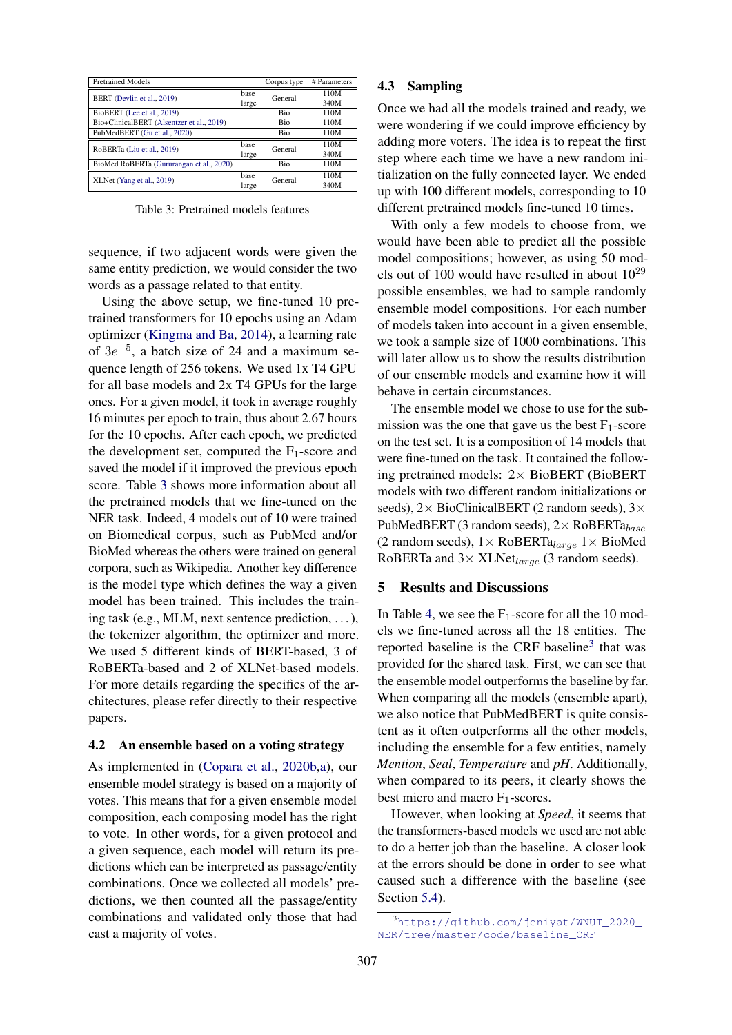| Pretrained Models | | Corpus type | # Parameters |
|---|---|---|---|
| BERT (Devlin et al., 2019) | base | General | 110M |
| | large | | 340M |
| BioBERT (Lee et al., 2019) | | Bio | 110M |
| Bio+ClinicalBERT (Alsentzer et al., 2019) | | Bio | 110M |
| PubMedBERT (Gu et al., 2020) | | Bio | 110M |
| RoBERTa (Liu et al., 2019) | base | General | 110M |
| | large | | 340M |
| BioMed RoBERTa (Gururangan et al., 2020) | | Bio | 110M |
| XLNet (Yang et al., 2019) | base | General | 110M |
| | large | | 340M |

Table 3: Pretrained models features

sequence, if two adjacent words were given the same entity prediction, we would consider the two words as a passage related to that entity.

Using the above setup, we fine-tuned 10 pretrained transformers for 10 epochs using an Adam optimizer (Kingma and Ba, 2014), a learning rate of $3e^{-5}$, a batch size of 24 and a maximum sequence length of 256 tokens. We used 1x T4 GPU for all base models and 2x T4 GPUs for the large ones. For a given model, it took in average roughly 16 minutes per epoch to train, thus about 2.67 hours for the 10 epochs. After each epoch, we predicted the development set, computed the $F_1$-score and saved the model if it improved the previous epoch score. Table 3 shows more information about all the pretrained models that we fine-tuned on the NER task. Indeed, 4 models out of 10 were trained on Biomedical corpus, such as PubMed and/or BioMed whereas the others were trained on general corpora, such as Wikipedia. Another key difference is the model type which defines the way a given model has been trained. This includes the training task (e.g., MLM, next sentence prediction, …), the tokenizer algorithm, the optimizer and more. We used 5 different kinds of BERT-based, 3 of RoBERTa-based and 2 of XLNet-based models. For more details regarding the specifics of the architectures, please refer directly to their respective papers.

### 4.2 An ensemble based on a voting strategy

As implemented in (Copara et al., 2020b,a), our ensemble model strategy is based on a majority of votes. This means that for a given ensemble model composition, each composing model has the right to vote. In other words, for a given protocol and a given sequence, each model will return its predictions which can be interpreted as passage/entity combinations. Once we collected all models' predictions, we then counted all the passage/entity combinations and validated only those that had cast a majority of votes.

### 4.3 Sampling

Once we had all the models trained and ready, we were wondering if we could improve efficiency by adding more voters. The idea is to repeat the first step where each time we have a new random initialization on the fully connected layer. We ended up with 100 different models, corresponding to 10 different pretrained models fine-tuned 10 times.

With only a few models to choose from, we would have been able to predict all the possible model compositions; however, as using 50 models out of 100 would have resulted in about $10^{29}$ possible ensembles, we had to sample randomly ensemble model compositions. For each number of models taken into account in a given ensemble, we took a sample size of 1000 combinations. This will later allow us to show the results distribution of our ensemble models and examine how it will behave in certain circumstances.

The ensemble model we chose to use for the submission was the one that gave us the best $F_1$-score on the test set. It is a composition of 14 models that were fine-tuned on the task. It contained the following pretrained models: 2× BioBERT (BioBERT models with two different random initializations or seeds), 2× BioClinicalBERT (2 random seeds), 3× PubMedBERT (3 random seeds), 2× RoBERTa$_{base}$ (2 random seeds), 1× RoBERTa$_{large}$ 1× BioMed RoBERTa and 3× XLNet$_{large}$ (3 random seeds).

## 5 Results and Discussions

In Table 4, we see the $F_1$-score for all the 10 models we fine-tuned across all the 18 entities. The reported baseline is the CRF baseline[3] that was provided for the shared task. First, we can see that the ensemble model outperforms the baseline by far. When comparing all the models (ensemble apart), we also notice that PubMedBERT is quite consistent as it often outperforms all the other models, including the ensemble for a few entities, namely *Mention*, *Seal*, *Temperature* and *pH*. Additionally, when compared to its peers, it clearly shows the best micro and macro $F_1$-scores.

However, when looking at *Speed*, it seems that the transformers-based models we used are not able to do a better job than the baseline. A closer look at the errors should be done in order to see what caused such a difference with the baseline (see Section 5.4).

[3] https://github.com/jeniyat/WNUT_2020_NER/tree/master/code/baseline_CRF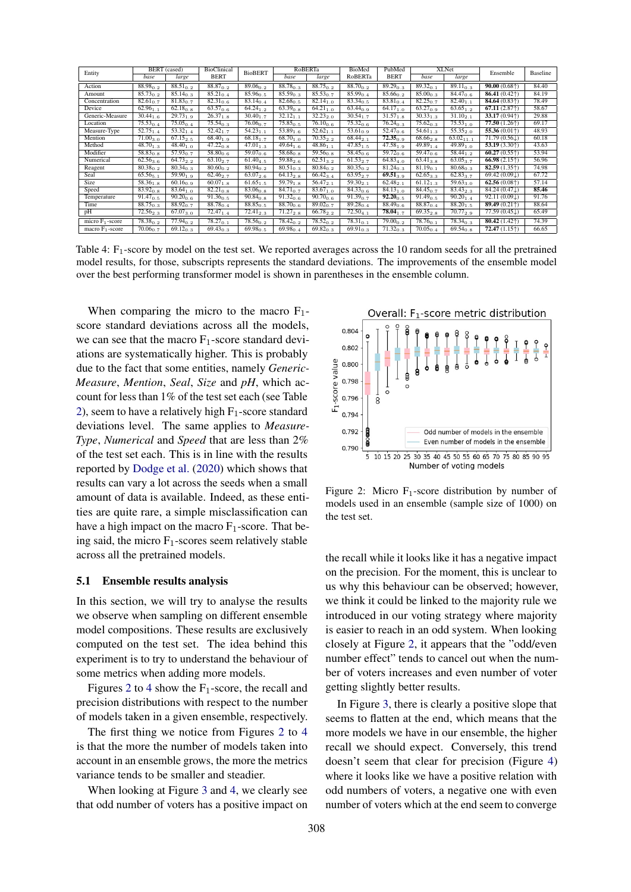| Entity | BERT (cased) | | BioClinical BERT | BioBERT | RoBERTa | | BioMed RoBERTa | PubMed BERT | XLNet | | Ensemble | Baseline |
|---|---|---|---|---|---|---|---|---|---|---|---|---|
| | *base* | *large* | | | *base* | *large* | | | *base* | *large* | | |
| Action | $88.98_{0.2}$ | $88.51_{0.2}$ | $88.87_{0.2}$ | $89.06_{0.2}$ | $88.78_{0.3}$ | $88.75_{0.2}$ | $88.70_{0.2}$ | $89.29_{0.3}$ | $89.32_{0.1}$ | $89.11_{0.3}$ | **90.00** (0.68↑) | 84.40 |
| Amount | $85.73_{0.2}$ | $85.14_{0.3}$ | $85.21_{0.4}$ | $85.96_{0.5}$ | $85.59_{0.3}$ | $85.53_{0.7}$ | $85.99_{0.4}$ | $85.66_{0.2}$ | $85.00_{0.3}$ | $84.47_{0.6}$ | **86.41** (0.42↑) | 84.19 |
| Concentration | $82.61_{0.7}$ | $81.83_{0.7}$ | $82.31_{0.6}$ | $83.14_{0.4}$ | $82.68_{0.5}$ | $82.14_{1.0}$ | $83.34_{0.5}$ | $83.81_{0.4}$ | $82.25_{0.7}$ | $82.40_{1.1}$ | **84.64** (0.83↑) | 78.49 |
| Device | $62.96_{1.1}$ | $62.18_{0.8}$ | $63.57_{0.6}$ | $64.24_{1.2}$ | $63.39_{0.8}$ | $64.21_{1.0}$ | $63.44_{0.9}$ | $64.17_{1.0}$ | $63.27_{0.9}$ | $63.65_{1.2}$ | **67.11** (2.87↑) | 58.67 |
| Generic-Measure | $30.44_{1.6}$ | $29.73_{1.9}$ | $26.37_{1.8}$ | $30.40_{1.7}$ | $32.12_{1.1}$ | $32.23_{2.0}$ | $30.54_{1.7}$ | $31.57_{1.8}$ | $30.33_{1.3}$ | $31.10_{2.1}$ | **33.17** (0.94↑) | 29.88 |
| Location | $75.53_{0.4}$ | $75.05_{0.4}$ | $75.54_{0.3}$ | $76.06_{0.7}$ | $75.85_{0.5}$ | $76.10_{0.6}$ | $75.32_{0.6}$ | $76.24_{0.3}$ | $75.62_{0.3}$ | $75.53_{1.0}$ | **77.50** (1.26↑) | 69.17 |
| Measure-Type | $52.75_{1.4}$ | $53.32_{1.4}$ | $52.42_{1.7}$ | $54.23_{1.1}$ | $53.89_{1.6}$ | $52.62_{1.1}$ | $53.61_{0.9}$ | $52.47_{0.6}$ | $54.61_{1.3}$ | $55.35_{2.0}$ | **55.36** (0.01↑) | 48.93 |
| Mention | $71.00_{3.0}$ | $67.15_{2.5}$ | $68.40_{1.9}$ | $68.18_{1.7}$ | $68.70_{1.0}$ | $70.35_{2.2}$ | $68.44_{2.1}$ | $\mathbf{72.35}_{0.9}$ | $68.66_{2.8}$ | $63.02_{11.1}$ | 71.79 (0.56↓) | 60.18 |
| Method | $48.70_{1.3}$ | $48.40_{1.0}$ | $47.22_{0.8}$ | $47.01_{1.3}$ | $49.64_{1.6}$ | $48.86_{1.1}$ | $47.85_{1.5}$ | $47.58_{1.9}$ | $49.89_{1.4}$ | $49.89_{1.0}$ | **53.19** (3.30↑) | 43.63 |
| Modifier | $58.83_{0.8}$ | $57.93_{0.7}$ | $58.80_{0.6}$ | $59.07_{0.6}$ | $58.68_{0.8}$ | $59.56_{0.8}$ | $58.45_{0.6}$ | $59.72_{0.6}$ | $59.47_{0.6}$ | $58.44_{1.2}$ | **60.27** (0.55↑) | 53.94 |
| Numerical | $62.56_{3.6}$ | $64.73_{2.2}$ | $63.10_{2.7}$ | $61.40_{4.5}$ | $59.88_{2.6}$ | $62.51_{3.2}$ | $61.53_{2.7}$ | $64.83_{4.0}$ | $63.41_{3.8}$ | $63.05_{3.7}$ | **66.98** (2.15↑) | 56.96 |
| Reagent | $80.38_{0.2}$ | $80.34_{0.3}$ | $80.60_{0.2}$ | $80.94_{0.2}$ | $80.51_{0.3}$ | $80.84_{0.2}$ | $80.35_{0.2}$ | $81.24_{0.3}$ | $81.19_{0.1}$ | $80.68_{0.3}$ | **82.59** (1.35↑) | 74.98 |
| Seal | $65.56_{5.1}$ | $59.90_{1.9}$ | $62.46_{2.7}$ | $63.07_{2.6}$ | $64.13_{2.8}$ | $66.42_{3.4}$ | $63.95_{2.7}$ | $\mathbf{69.51}_{3.9}$ | $62.65_{3.3}$ | $62.83_{3.7}$ | 69.42 (0.09↓) | 67.72 |
| Size | $58.36_{1.8}$ | $60.16_{0.9}$ | $60.07_{1.8}$ | $61.65_{1.5}$ | $59.79_{1.8}$ | $56.47_{2.1}$ | $59.30_{2.1}$ | $62.48_{2.1}$ | $61.12_{1.3}$ | $59.63_{3.0}$ | **62.56** (0.08↑) | 57.14 |
| Speed | $83.92_{0.8}$ | $83.64_{1.0}$ | $82.21_{0.8}$ | $83.06_{0.8}$ | $84.71_{0.7}$ | $83.67_{1.0}$ | $84.33_{0.6}$ | $84.13_{1.0}$ | $84.45_{0.7}$ | $83.43_{2.3}$ | 84.24 (0.47↓) | **85.46** |
| Temperature | $91.47_{0.5}$ | $90.20_{0.6}$ | $91.36_{0.5}$ | $90.84_{0.8}$ | $91.32_{0.6}$ | $90.70_{0.6}$ | $91.39_{0.7}$ | $\mathbf{92.20}_{0.5}$ | $91.49_{0.5}$ | $90.20_{1.4}$ | 92.11 (0.09↓) | 91.76 |
| Time | $88.75_{0.3}$ | $88.92_{0.7}$ | $88.78_{0.4}$ | $88.85_{0.5}$ | $88.70_{0.6}$ | $89.02_{0.7}$ | $89.28_{0.4}$ | $88.49_{0.6}$ | $88.87_{0.4}$ | $88.20_{1.5}$ | **89.49** (0.21↑) | 88.64 |
| pH | $72.56_{2.3}$ | $67.07_{3.0}$ | $72.47_{1.4}$ | $72.41_{2.3}$ | $71.27_{2.8}$ | $66.78_{2.2}$ | $72.50_{4.1}$ | $\mathbf{78.04}_{1.7}$ | $69.35_{2.8}$ | $70.77_{2.9}$ | 77.59 (0.45↓) | 65.49 |
| micro $F_1$-score | $78.38_{0.2}$ | $77.94_{0.2}$ | $78.27_{0.1}$ | $78.56_{0.2}$ | $78.42_{0.2}$ | $78.52_{0.2}$ | $78.31_{0.1}$ | $79.00_{0.2}$ | $78.76_{0.1}$ | $78.34_{0.3}$ | **80.42** (1.42↑) | 74.39 |
| macro $F_1$-score | $70.06_{0.7}$ | $69.12_{0.3}$ | $69.43_{0.3}$ | $69.98_{0.5}$ | $69.98_{0.4}$ | $69.82_{0.3}$ | $69.91_{0.3}$ | $71.32_{0.3}$ | $70.05_{0.4}$ | $69.54_{0.8}$ | **72.47** (1.15↑) | 66.65 |

Table 4: $F_1$-score by model on the test set. We reported averages across the 10 random seeds for all the pretrained model results, for those, subscripts represents the standard deviations. The improvements of the ensemble model over the best performing transformer model is shown in parentheses in the ensemble column.

When comparing the micro to the macro $F_1$-score standard deviations across all the models, we can see that the macro $F_1$-score standard deviations are systematically higher. This is probably due to the fact that some entities, namely *Generic-Measure*, *Mention*, *Seal*, *Size* and *pH*, which account for less than 1% of the test set each (see Table 2), seem to have a relatively high $F_1$-score standard deviations level. The same applies to *Measure-Type*, *Numerical* and *Speed* that are less than 2% of the test set each. This is in line with the results reported by Dodge et al. (2020) which shows that results can vary a lot across the seeds when a small amount of data is available. Indeed, as these entities are quite rare, a simple misclassification can have a high impact on the macro $F_1$-score. That being said, the micro $F_1$-scores seem relatively stable across all the pretrained models.

### 5.1 Ensemble results analysis

In this section, we will try to analyse the results we observe when sampling on different ensemble model compositions. These results are exclusively computed on the test set. The idea behind this experiment is to try to understand the behaviour of some metrics when adding more models.

Figures 2 to 4 show the $F_1$-score, the recall and precision distributions with respect to the number of models taken in a given ensemble, respectively.

The first thing we notice from Figures 2 to 4 is that the more the number of models taken into account in an ensemble grows, the more the metrics variance tends to be smaller and steadier.

When looking at Figure 3 and 4, we clearly see that odd number of voters has a positive impact on the recall while it looks like it has a negative impact on the precision. For the moment, this is unclear to us why this behaviour can be observed; however, we think it could be linked to the majority rule we introduced in our voting strategy where majority is easier to reach in an odd system. When looking closely at Figure 2, it appears that the "odd/even number effect" tends to cancel out when the number of voters increases and even number of voter getting slightly better results.

Figure 2: Micro $F_1$-score distribution by number of models used in an ensemble (sample size of 1000) on the test set.

In Figure 3, there is clearly a positive slope that seems to flatten at the end, which means that the more models we have in our ensemble, the higher recall we should expect. Conversely, this trend doesn't seem that clear for precision (Figure 4) where it looks like we have a positive relation with odd numbers of voters, a negative one with even number of voters which at the end seem to converge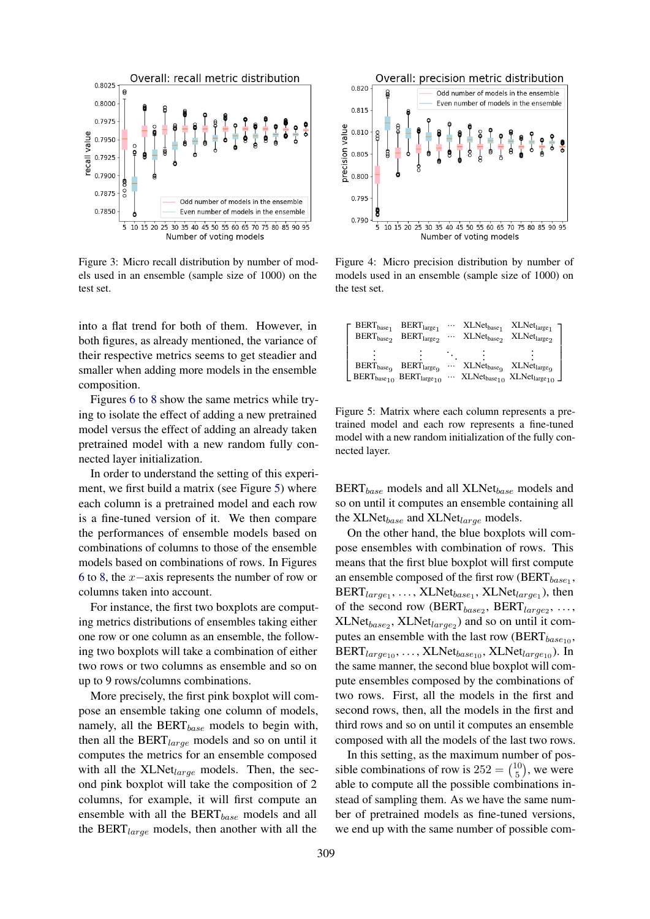Figure 3: Micro recall distribution by number of models used in an ensemble (sample size of 1000) on the test set.

Figure 4: Micro precision distribution by number of models used in an ensemble (sample size of 1000) on the test set.

into a flat trend for both of them. However, in both figures, as already mentioned, the variance of their respective metrics seems to get steadier and smaller when adding more models in the ensemble composition.

Figures 6 to 8 show the same metrics while trying to isolate the effect of adding a new pretrained model versus the effect of adding an already taken pretrained model with a new random fully connected layer initialization.

In order to understand the setting of this experiment, we first build a matrix (see Figure 5) where each column is a pretrained model and each row is a fine-tuned version of it. We then compare the performances of ensemble models based on combinations of columns to those of the ensemble models based on combinations of rows. In Figures 6 to 8, the $x-$axis represents the number of row or columns taken into account.

For instance, the first two boxplots are computing metrics distributions of ensembles taking either one row or one column as an ensemble, the following two boxplots will take a combination of either two rows or two columns as ensemble and so on up to 9 rows/columns combinations.

More precisely, the first pink boxplot will compose an ensemble taking one column of models, namely, all the BERT$_{base}$ models to begin with, then all the BERT$_{large}$ models and so on until it computes the metrics for an ensemble composed with all the XLNet$_{large}$ models. Then, the second pink boxplot will take the composition of 2 columns, for example, it will first compute an ensemble with all the BERT$_{base}$ models and all the BERT$_{large}$ models, then another with all the

$$
\begin{bmatrix}
\text{BERT}_{\text{base}_1} & \text{BERT}_{\text{large}_1} & \cdots & \text{XLNet}_{\text{base}_1} & \text{XLNet}_{\text{large}_1} \\
\text{BERT}_{\text{base}_2} & \text{BERT}_{\text{large}_2} & \cdots & \text{XLNet}_{\text{base}_2} & \text{XLNet}_{\text{large}_2} \\
\vdots & \vdots & \ddots & \vdots & \vdots \\
\text{BERT}_{\text{base}_9} & \text{BERT}_{\text{large}_9} & \cdots & \text{XLNet}_{\text{base}_9} & \text{XLNet}_{\text{large}_9} \\
\text{BERT}_{\text{base}_{10}} & \text{BERT}_{\text{large}_{10}} & \cdots & \text{XLNet}_{\text{base}_{10}} & \text{XLNet}_{\text{large}_{10}}
\end{bmatrix}
$$

Figure 5: Matrix where each column represents a pretrained model and each row represents a fine-tuned model with a new random initialization of the fully connected layer.

BERT$_{base}$ models and all XLNet$_{base}$ models and so on until it computes an ensemble containing all the XLNet$_{base}$ and XLNet$_{large}$ models.

On the other hand, the blue boxplots will compose ensembles with combination of rows. This means that the first blue boxplot will first compute an ensemble composed of the first row (BERT$_{base_1}$, BERT$_{large_1}$, …, XLNet$_{base_1}$, XLNet$_{large_1}$), then of the second row (BERT$_{base_2}$, BERT$_{large_2}$, …, XLNet$_{base_2}$, XLNet$_{large_2}$) and so on until it computes an ensemble with the last row (BERT$_{base_{10}}$, BERT$_{large_{10}}$, …, XLNet$_{base_{10}}$, XLNet$_{large_{10}}$). In the same manner, the second blue boxplot will compute ensembles composed by the combinations of two rows. First, all the models in the first and second rows, then, all the models in the first and third rows and so on until it computes an ensemble composed with all the models of the last two rows.

In this setting, as the maximum number of possible combinations of row is $252 = \binom{10}{5}$, we were able to compute all the possible combinations instead of sampling them. As we have the same number of pretrained models as fine-tuned versions, we end up with the same number of possible com-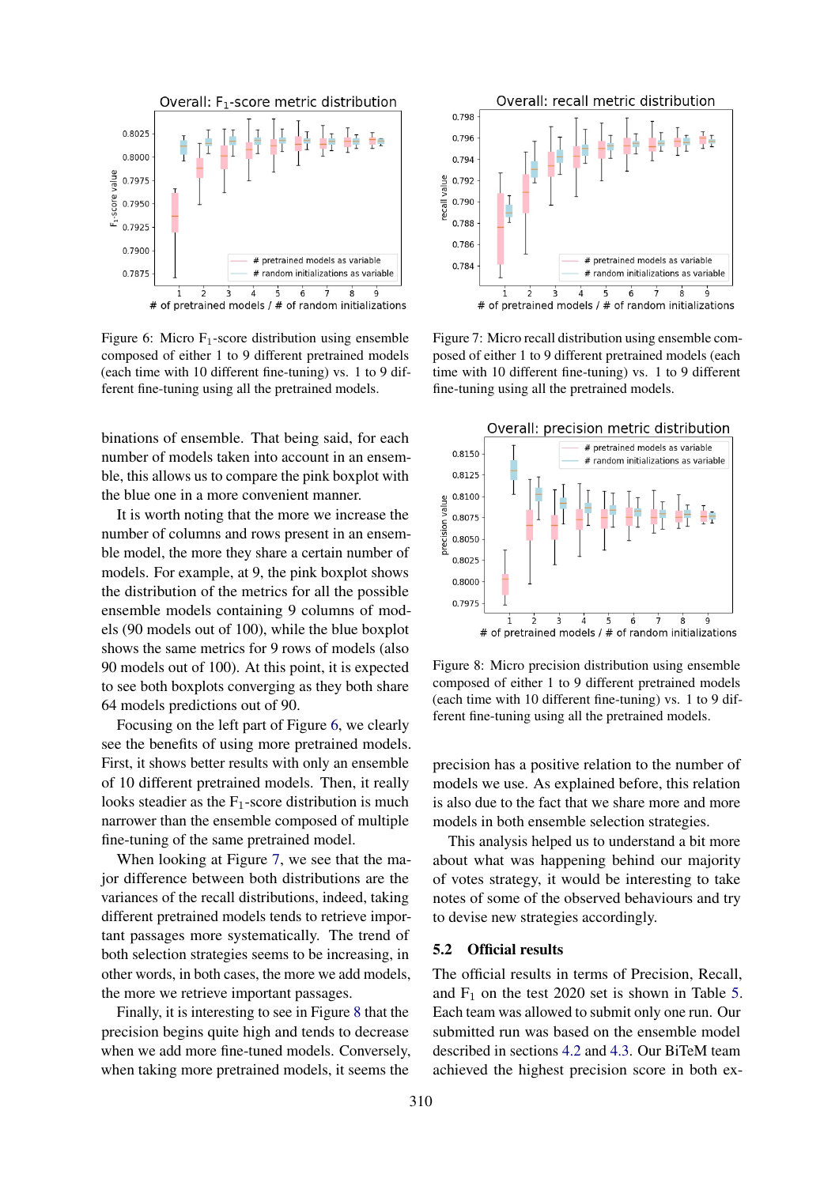Figure 6: Micro $F_1$-score distribution using ensemble composed of either 1 to 9 different pretrained models (each time with 10 different fine-tuning) vs. 1 to 9 different fine-tuning using all the pretrained models.

Figure 7: Micro recall distribution using ensemble composed of either 1 to 9 different pretrained models (each time with 10 different fine-tuning) vs. 1 to 9 different fine-tuning using all the pretrained models.

binations of ensemble. That being said, for each number of models taken into account in an ensemble, this allows us to compare the pink boxplot with the blue one in a more convenient manner.

It is worth noting that the more we increase the number of columns and rows present in an ensemble model, the more they share a certain number of models. For example, at 9, the pink boxplot shows the distribution of the metrics for all the possible ensemble models containing 9 columns of models (90 models out of 100), while the blue boxplot shows the same metrics for 9 rows of models (also 90 models out of 100). At this point, it is expected to see both boxplots converging as they both share 64 models predictions out of 90.

Focusing on the left part of Figure 6, we clearly see the benefits of using more pretrained models. First, it shows better results with only an ensemble of 10 different pretrained models. Then, it really looks steadier as the $F_1$-score distribution is much narrower than the ensemble composed of multiple fine-tuning of the same pretrained model.

When looking at Figure 7, we see that the major difference between both distributions are the variances of the recall distributions, indeed, taking different pretrained models tends to retrieve important passages more systematically. The trend of both selection strategies seems to be increasing, in other words, in both cases, the more we add models, the more we retrieve important passages.

Finally, it is interesting to see in Figure 8 that the precision begins quite high and tends to decrease when we add more fine-tuned models. Conversely, when taking more pretrained models, it seems the precision has a positive relation to the number of models we use. As explained before, this relation is also due to the fact that we share more and more models in both ensemble selection strategies.

Figure 8: Micro precision distribution using ensemble composed of either 1 to 9 different pretrained models (each time with 10 different fine-tuning) vs. 1 to 9 different fine-tuning using all the pretrained models.

This analysis helped us to understand a bit more about what was happening behind our majority of votes strategy, it would be interesting to take notes of some of the observed behaviours and try to devise new strategies accordingly.

## 5.2 Official results

The official results in terms of Precision, Recall, and $F_1$ on the test 2020 set is shown in Table 5. Each team was allowed to submit only one run. Our submitted run was based on the ensemble model described in sections 4.2 and 4.3. Our BiTeM team achieved the highest precision score in both ex-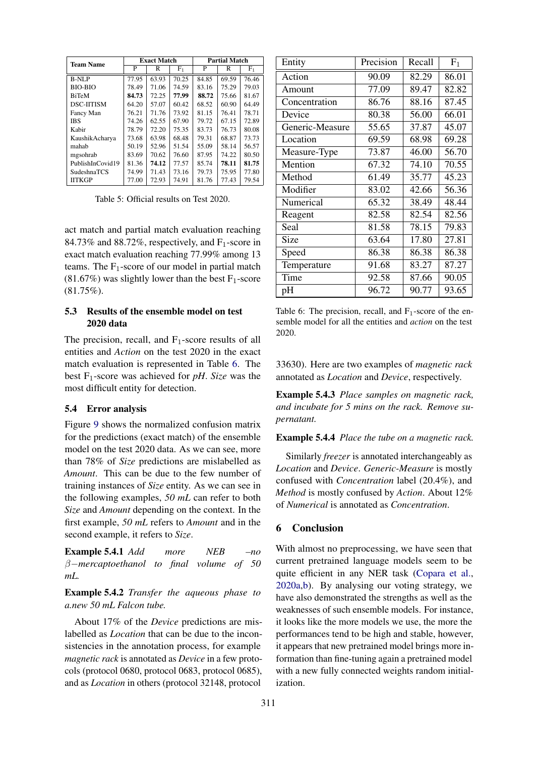| Team Name | Exact Match | | | Partial Match | | |
|---|---|---|---|---|---|---|
| | P | R | $F_1$ | P | R | $F_1$ |
| B-NLP | 77.95 | 63.93 | 70.25 | 84.85 | 69.59 | 76.46 |
| BIO-BIO | 78.49 | 71.06 | 74.59 | 83.16 | 75.29 | 79.03 |
| BiTeM | **84.73** | 72.25 | **77.99** | **88.72** | 75.66 | 81.67 |
| DSC-IITISM | 64.20 | 57.07 | 60.42 | 68.52 | 60.90 | 64.49 |
| Fancy Man | 76.21 | 71.76 | 73.92 | 81.15 | 76.41 | 78.71 |
| IBS | 74.26 | 62.55 | 67.90 | 79.72 | 67.15 | 72.89 |
| Kabir | 78.79 | 72.20 | 75.35 | 83.73 | 76.73 | 80.08 |
| KaushikAcharya | 73.68 | 63.98 | 68.48 | 79.31 | 68.87 | 73.73 |
| mahab | 50.19 | 52.96 | 51.54 | 55.09 | 58.14 | 56.57 |
| mgsohrab | 83.69 | 70.62 | 76.60 | 87.95 | 74.22 | 80.50 |
| PublishInCovid19 | 81.36 | **74.12** | 77.57 | 85.74 | **78.11** | **81.75** |
| SudeshnaTCS | 74.99 | 71.43 | 73.16 | 79.73 | 75.95 | 77.80 |
| IITKGP | 77.00 | 72.93 | 74.91 | 81.76 | 77.43 | 79.54 |

Table 5: Official results on Test 2020.

act match and partial match evaluation reaching 84.73% and 88.72%, respectively, and $F_1$-score in exact match evaluation reaching 77.99% among 13 teams. The $F_1$-score of our model in partial match (81.67%) was slightly lower than the best $F_1$-score (81.75%).

### 5.3 Results of the ensemble model on test 2020 data

The precision, recall, and $F_1$-score results of all entities and *Action* on the test 2020 in the exact match evaluation is represented in Table 6. The best $F_1$-score was achieved for *pH*. *Size* was the most difficult entity for detection.

### 5.4 Error analysis

Figure 9 shows the normalized confusion matrix for the predictions (exact match) of the ensemble model on the test 2020 data. As we can see, more than 78% of *Size* predictions are mislabelled as *Amount*. This can be due to the few number of training instances of *Size* entity. As we can see in the following examples, *50 mL* can refer to both *Size* and *Amount* depending on the context. In the first example, *50 mL* refers to *Amount* and in the second example, it refers to *Size*.

**Example 5.4.1** *Add more NEB –no $\beta-$mercaptoethanol to final volume of 50 mL.*

**Example 5.4.2** *Transfer the aqueous phase to a.new 50 mL Falcon tube.*

About 17% of the *Device* predictions are mislabelled as *Location* that can be due to the inconsistencies in the annotation process, for example *magnetic rack* is annotated as *Device* in a few protocols (protocol 0680, protocol 0683, protocol 0685), and as *Location* in others (protocol 32148, protocol 33630). Here are two examples of *magnetic rack* annotated as *Location* and *Device*, respectively.

| Entity | Precision | Recall | $F_1$ |
|---|---|---|---|
| Action | 90.09 | 82.29 | 86.01 |
| Amount | 77.09 | 89.47 | 82.82 |
| Concentration | 86.76 | 88.16 | 87.45 |
| Device | 80.38 | 56.00 | 66.01 |
| Generic-Measure | 55.65 | 37.87 | 45.07 |
| Location | 69.59 | 68.98 | 69.28 |
| Measure-Type | 73.87 | 46.00 | 56.70 |
| Mention | 67.32 | 74.10 | 70.55 |
| Method | 61.49 | 35.77 | 45.23 |
| Modifier | 83.02 | 42.66 | 56.36 |
| Numerical | 65.32 | 38.49 | 48.44 |
| Reagent | 82.58 | 82.54 | 82.56 |
| Seal | 81.58 | 78.15 | 79.83 |
| Size | 63.64 | 17.80 | 27.81 |
| Speed | 86.38 | 86.38 | 86.38 |
| Temperature | 91.68 | 83.27 | 87.27 |
| Time | 92.58 | 87.66 | 90.05 |
| pH | 96.72 | 90.77 | 93.65 |

Table 6: The precision, recall, and $F_1$-score of the ensemble model for all the entities and *action* on the test 2020.

**Example 5.4.3** *Place samples on magnetic rack, and incubate for 5 mins on the rack. Remove supernatant.*

**Example 5.4.4** *Place the tube on a magnetic rack.*

Similarly *freezer* is annotated interchangeably as *Location* and *Device*. *Generic-Measure* is mostly confused with *Concentration* label (20.4%), and *Method* is mostly confused by *Action*. About 12% of *Numerical* is annotated as *Concentration*.

## 6 Conclusion

With almost no preprocessing, we have seen that current pretrained language models seem to be quite efficient in any NER task (Copara et al., 2020a,b). By analysing our voting strategy, we have also demonstrated the strengths as well as the weaknesses of such ensemble models. For instance, it looks like the more models we use, the more the performances tend to be high and stable, however, it appears that new pretrained model brings more information than fine-tuning again a pretrained model with a new fully connected weights random initialization.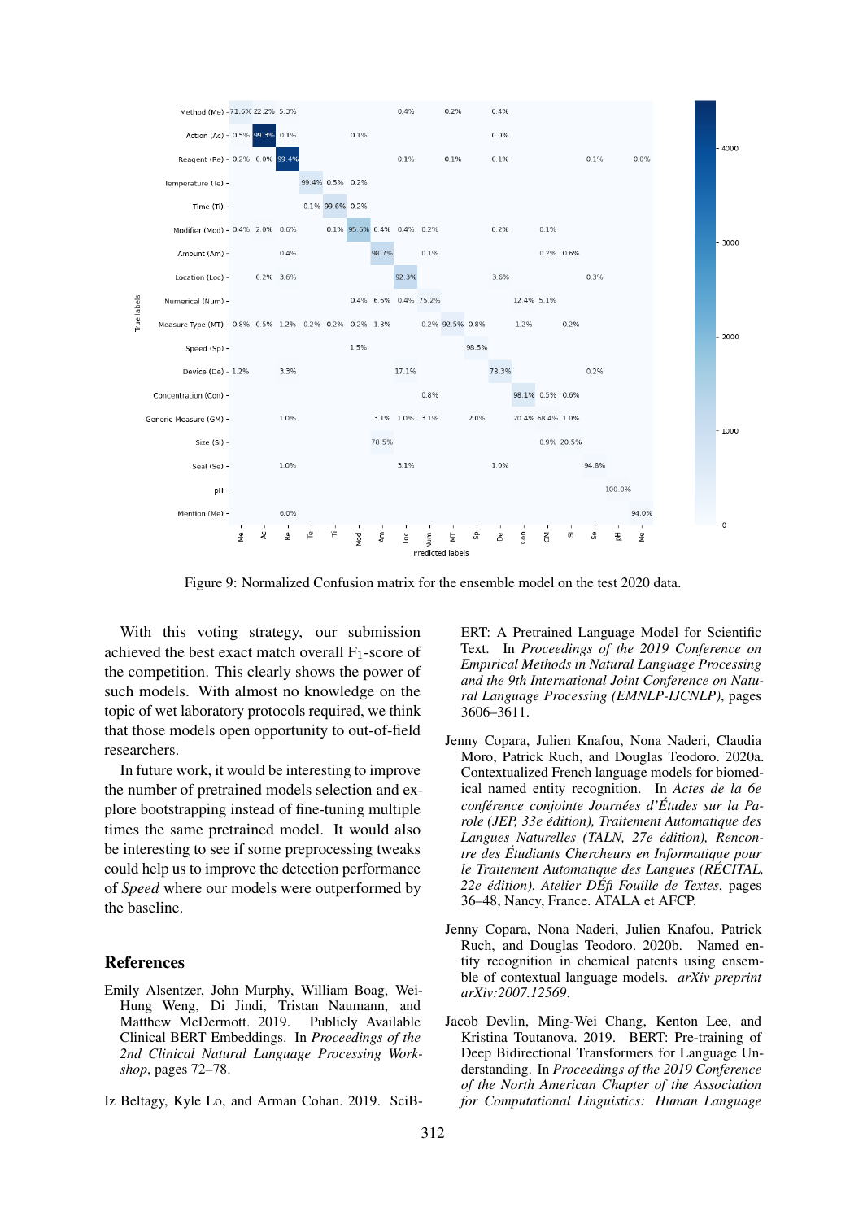Figure 9: Normalized Confusion matrix for the ensemble model on the test 2020 data.

With this voting strategy, our submission achieved the best exact match overall $F_1$-score of the competition. This clearly shows the power of such models. With almost no knowledge on the topic of wet laboratory protocols required, we think that those models open opportunity to out-of-field researchers.

In future work, it would be interesting to improve the number of pretrained models selection and explore bootstrapping instead of fine-tuning multiple times the same pretrained model. It would also be interesting to see if some preprocessing tweaks could help us to improve the detection performance of *Speed* where our models were outperformed by the baseline.

## References

Emily Alsentzer, John Murphy, William Boag, Wei-Hung Weng, Di Jindi, Tristan Naumann, and Matthew McDermott. 2019. Publicly Available Clinical BERT Embeddings. In *Proceedings of the 2nd Clinical Natural Language Processing Workshop*, pages 72–78.

Iz Beltagy, Kyle Lo, and Arman Cohan. 2019. SciBERT: A Pretrained Language Model for Scientific Text. In *Proceedings of the 2019 Conference on Empirical Methods in Natural Language Processing and the 9th International Joint Conference on Natural Language Processing (EMNLP-IJCNLP)*, pages 3606–3611.

Jenny Copara, Julien Knafou, Nona Naderi, Claudia Moro, Patrick Ruch, and Douglas Teodoro. 2020a. Contextualized French language models for biomedical named entity recognition. In *Actes de la 6e conférence conjointe Journées d'Études sur la Parole (JEP, 33e édition), Traitement Automatique des Langues Naturelles (TALN, 27e édition), Rencontre des Étudiants Chercheurs en Informatique pour le Traitement Automatique des Langues (RÉCITAL, 22e édition). Atelier DÉfi Fouille de Textes*, pages 36–48, Nancy, France. ATALA et AFCP.

Jenny Copara, Nona Naderi, Julien Knafou, Patrick Ruch, and Douglas Teodoro. 2020b. Named entity recognition in chemical patents using ensemble of contextual language models. *arXiv preprint arXiv:2007.12569*.

Jacob Devlin, Ming-Wei Chang, Kenton Lee, and Kristina Toutanova. 2019. BERT: Pre-training of Deep Bidirectional Transformers for Language Understanding. In *Proceedings of the 2019 Conference of the North American Chapter of the Association for Computational Linguistics: Human Language*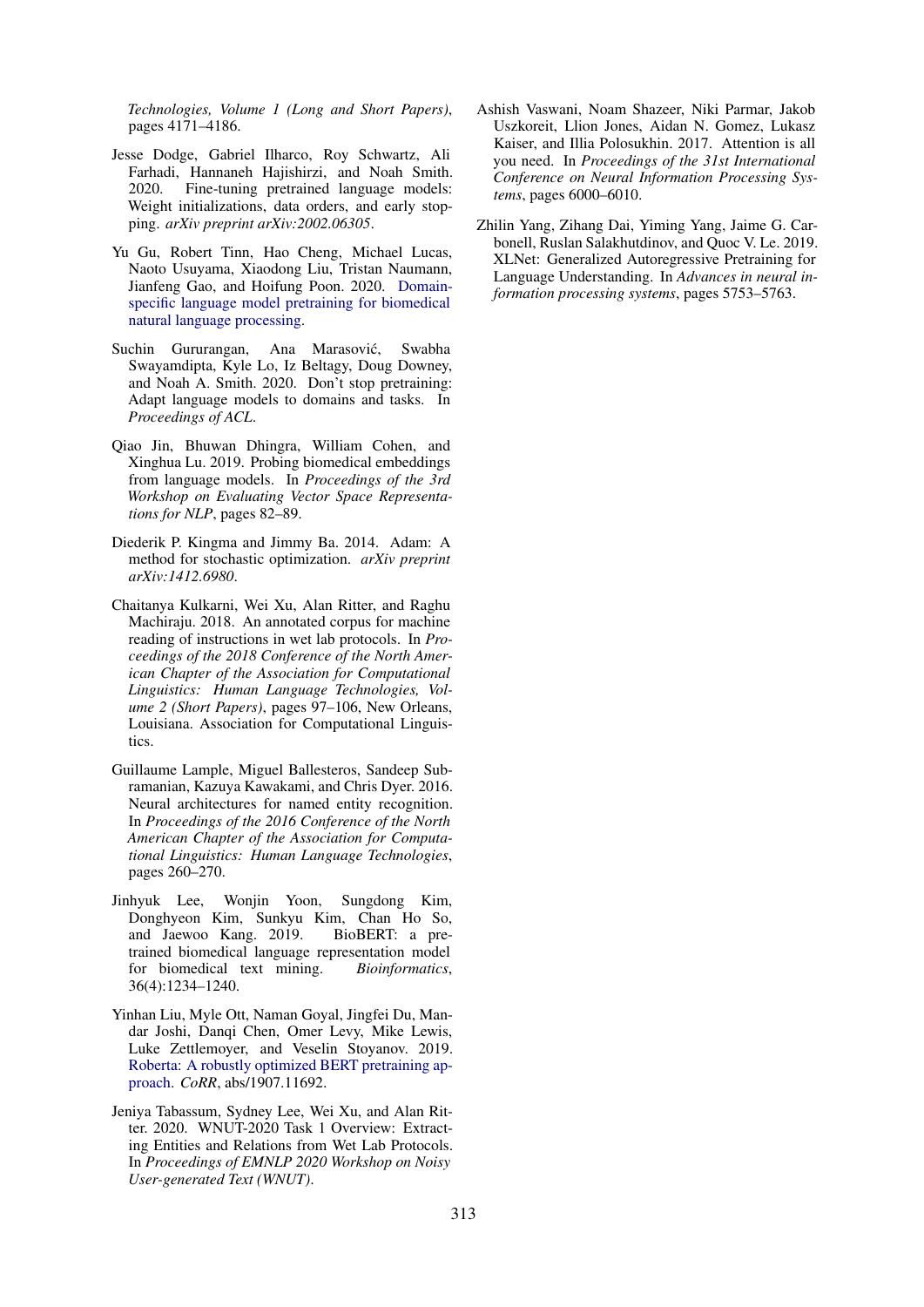Technologies, Volume 1 (Long and Short Papers)*, pages 4171–4186.

Jesse Dodge, Gabriel Ilharco, Roy Schwartz, Ali Farhadi, Hannaneh Hajishirzi, and Noah Smith. 2020. Fine-tuning pretrained language models: Weight initializations, data orders, and early stopping. *arXiv preprint arXiv:2002.06305*.

Yu Gu, Robert Tinn, Hao Cheng, Michael Lucas, Naoto Usuyama, Xiaodong Liu, Tristan Naumann, Jianfeng Gao, and Hoifung Poon. 2020. Domain-specific language model pretraining for biomedical natural language processing.

Suchin Gururangan, Ana Marasović, Swabha Swayamdipta, Kyle Lo, Iz Beltagy, Doug Downey, and Noah A. Smith. 2020. Don't stop pretraining: Adapt language models to domains and tasks. In *Proceedings of ACL*.

Qiao Jin, Bhuwan Dhingra, William Cohen, and Xinghua Lu. 2019. Probing biomedical embeddings from language models. In *Proceedings of the 3rd Workshop on Evaluating Vector Space Representations for NLP*, pages 82–89.

Diederik P. Kingma and Jimmy Ba. 2014. Adam: A method for stochastic optimization. *arXiv preprint arXiv:1412.6980*.

Chaitanya Kulkarni, Wei Xu, Alan Ritter, and Raghu Machiraju. 2018. An annotated corpus for machine reading of instructions in wet lab protocols. In *Proceedings of the 2018 Conference of the North American Chapter of the Association for Computational Linguistics: Human Language Technologies, Volume 2 (Short Papers)*, pages 97–106, New Orleans, Louisiana. Association for Computational Linguistics.

Guillaume Lample, Miguel Ballesteros, Sandeep Subramanian, Kazuya Kawakami, and Chris Dyer. 2016. Neural architectures for named entity recognition. In *Proceedings of the 2016 Conference of the North American Chapter of the Association for Computational Linguistics: Human Language Technologies*, pages 260–270.

Jinhyuk Lee, Wonjin Yoon, Sungdong Kim, Donghyeon Kim, Sunkyu Kim, Chan Ho So, and Jaewoo Kang. 2019. BioBERT: a pre-trained biomedical language representation model for biomedical text mining. *Bioinformatics*, 36(4):1234–1240.

Yinhan Liu, Myle Ott, Naman Goyal, Jingfei Du, Mandar Joshi, Danqi Chen, Omer Levy, Mike Lewis, Luke Zettlemoyer, and Veselin Stoyanov. 2019. Roberta: A robustly optimized BERT pretraining approach. *CoRR*, abs/1907.11692.

Jeniya Tabassum, Sydney Lee, Wei Xu, and Alan Ritter. 2020. WNUT-2020 Task 1 Overview: Extracting Entities and Relations from Wet Lab Protocols. In *Proceedings of EMNLP 2020 Workshop on Noisy User-generated Text (WNUT)*.

Ashish Vaswani, Noam Shazeer, Niki Parmar, Jakob Uszkoreit, Llion Jones, Aidan N. Gomez, Lukasz Kaiser, and Illia Polosukhin. 2017. Attention is all you need. In *Proceedings of the 31st International Conference on Neural Information Processing Systems*, pages 6000–6010.

Zhilin Yang, Zihang Dai, Yiming Yang, Jaime G. Carbonell, Ruslan Salakhutdinov, and Quoc V. Le. 2019. XLNet: Generalized Autoregressive Pretraining for Language Understanding. In *Advances in neural information processing systems*, pages 5753–5763.